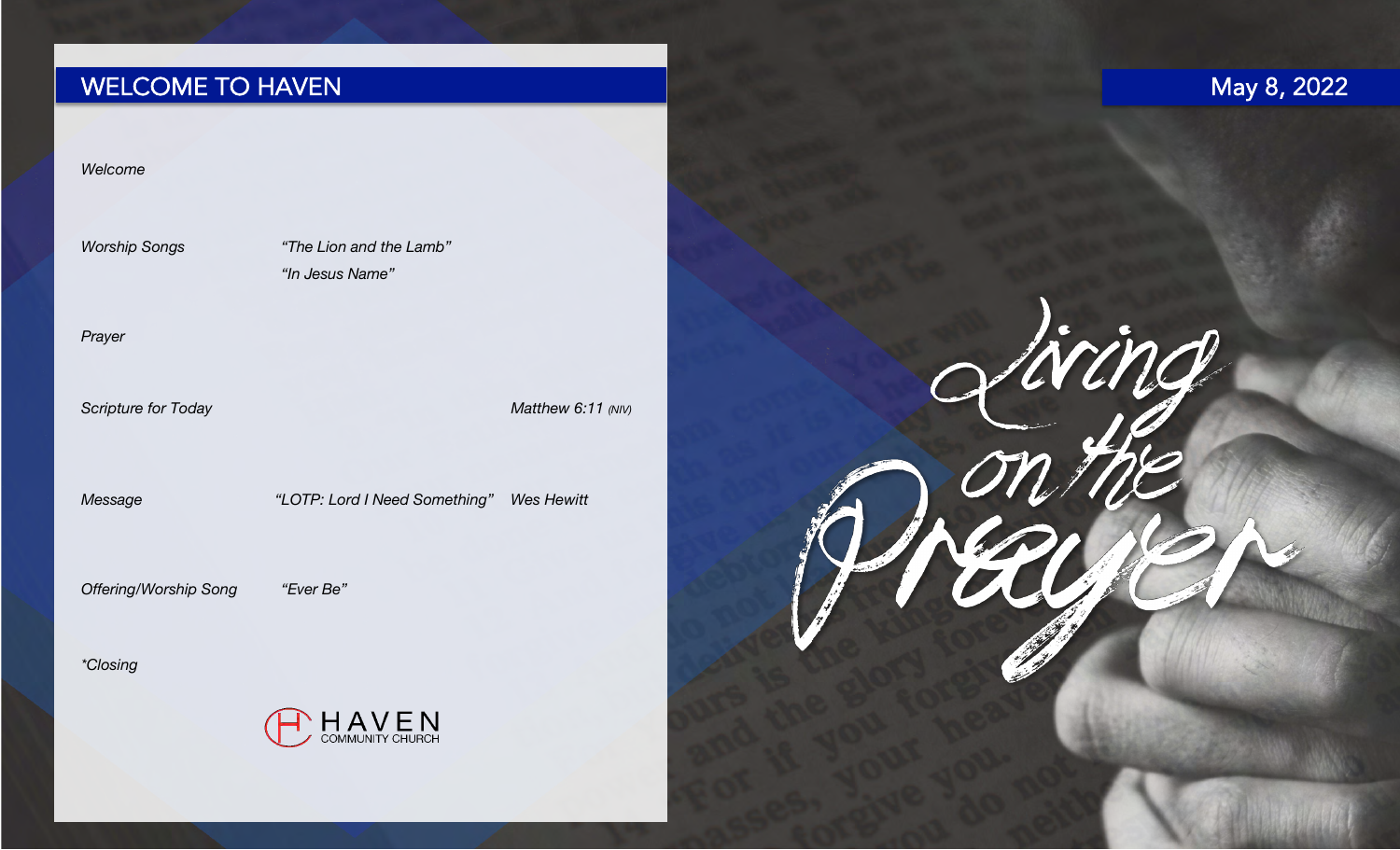## WELCOME TO HAVEN

| | | |
|---|---|---|
| *Welcome* | | |
| *Worship Songs* | *"The Lion and the Lamb"*<br>*"In Jesus Name"* | |
| *Prayer* | | |
| *Scripture for Today* | | *Matthew 6:11 (NIV)* |
| *Message* | *"LOTP: Lord I Need Something"* | *Wes Hewitt* |
| *Offering/Worship Song* | *"Ever Be"* | |
| *\*Closing* | | |

HAVEN COMMUNITY CHURCH

May 8, 2022

# Living on the Prayer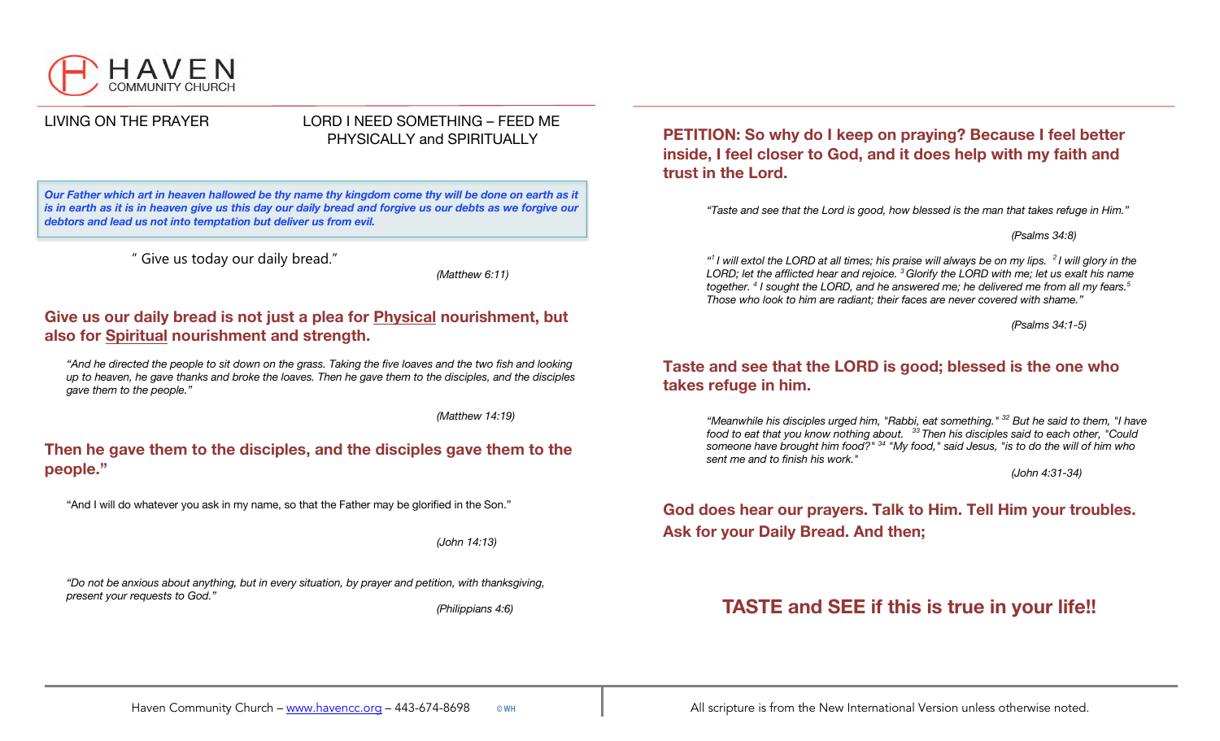HAVEN COMMUNITY CHURCH

LIVING ON THE PRAYER

LORD I NEED SOMETHING – FEED ME PHYSICALLY and SPIRITUALLY

***Our Father which art in heaven hallowed be thy name thy kingdom come thy will be done on earth as it is in earth as it is in heaven give us this day our daily bread and forgive us our debts as we forgive our debtors and lead us not into temptation but deliver us from evil.***

" Give us today our daily bread."

*(Matthew 6:11)*

## Give us our daily bread is not just a plea for Physical nourishment, but also for Spiritual nourishment and strength.

*"And he directed the people to sit down on the grass. Taking the five loaves and the two fish and looking up to heaven, he gave thanks and broke the loaves. Then he gave them to the disciples, and the disciples gave them to the people."*

*(Matthew 14:19)*

## Then he gave them to the disciples, and the disciples gave them to the people."

"And I will do whatever you ask in my name, so that the Father may be glorified in the Son."

*(John 14:13)*

*"Do not be anxious about anything, but in every situation, by prayer and petition, with thanksgiving, present your requests to God."*

*(Philippians 4:6)*

## PETITION: So why do I keep on praying? Because I feel better inside, I feel closer to God, and it does help with my faith and trust in the Lord.

*"Taste and see that the Lord is good, how blessed is the man that takes refuge in Him."*

*(Psalms 34:8)*

*"[1] I will extol the LORD at all times; his praise will always be on my lips. [2] I will glory in the LORD; let the afflicted hear and rejoice. [3] Glorify the LORD with me; let us exalt his name together. [4] I sought the LORD, and he answered me; he delivered me from all my fears.[5] Those who look to him are radiant; their faces are never covered with shame."*

*(Psalms 34:1-5)*

## Taste and see that the LORD is good; blessed is the one who takes refuge in him.

*"Meanwhile his disciples urged him, "Rabbi, eat something." [32] But he said to them, "I have food to eat that you know nothing about. [33] Then his disciples said to each other, "Could someone have brought him food?" [34] "My food," said Jesus, "is to do the will of him who sent me and to finish his work."*

*(John 4:31-34)*

## God does hear our prayers. Talk to Him. Tell Him your troubles. Ask for your Daily Bread. And then;

# TASTE and SEE if this is true in your life!!

Haven Community Church – www.havencc.org – 443-674-8698 © WH

All scripture is from the New International Version unless otherwise noted.